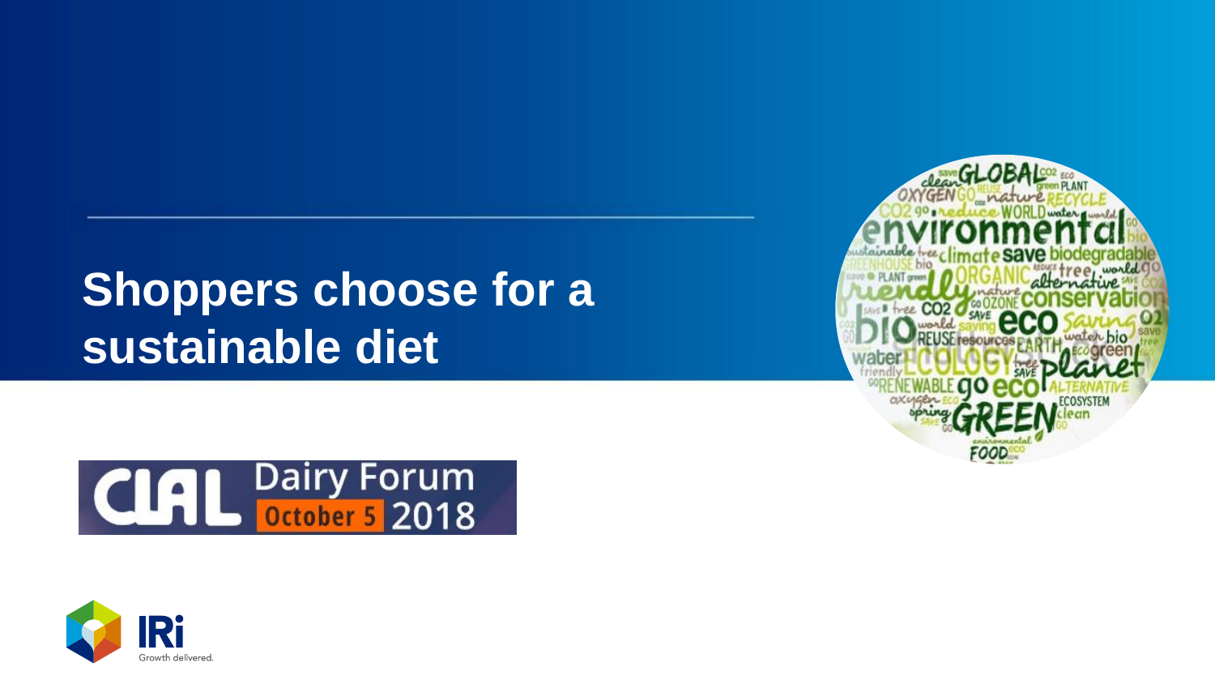# Shoppers choose for a sustainable diet

CIAL Dairy Forum October 5 2018

IRi Growth delivered.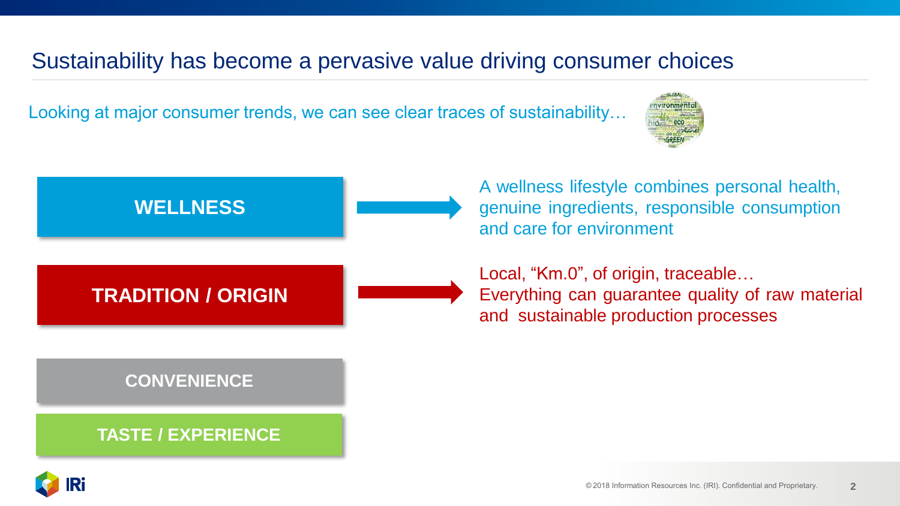# Sustainability has become a pervasive value driving consumer choices

Looking at major consumer trends, we can see clear traces of sustainability…

**WELLNESS** → A wellness lifestyle combines personal health, genuine ingredients, responsible consumption and care for environment

**TRADITION / ORIGIN** → Local, “Km.0”, of origin, traceable… Everything can guarantee quality of raw material and sustainable production processes

**CONVENIENCE**

**TASTE / EXPERIENCE**

© 2018 Information Resources Inc. (IRI). Confidential and Proprietary.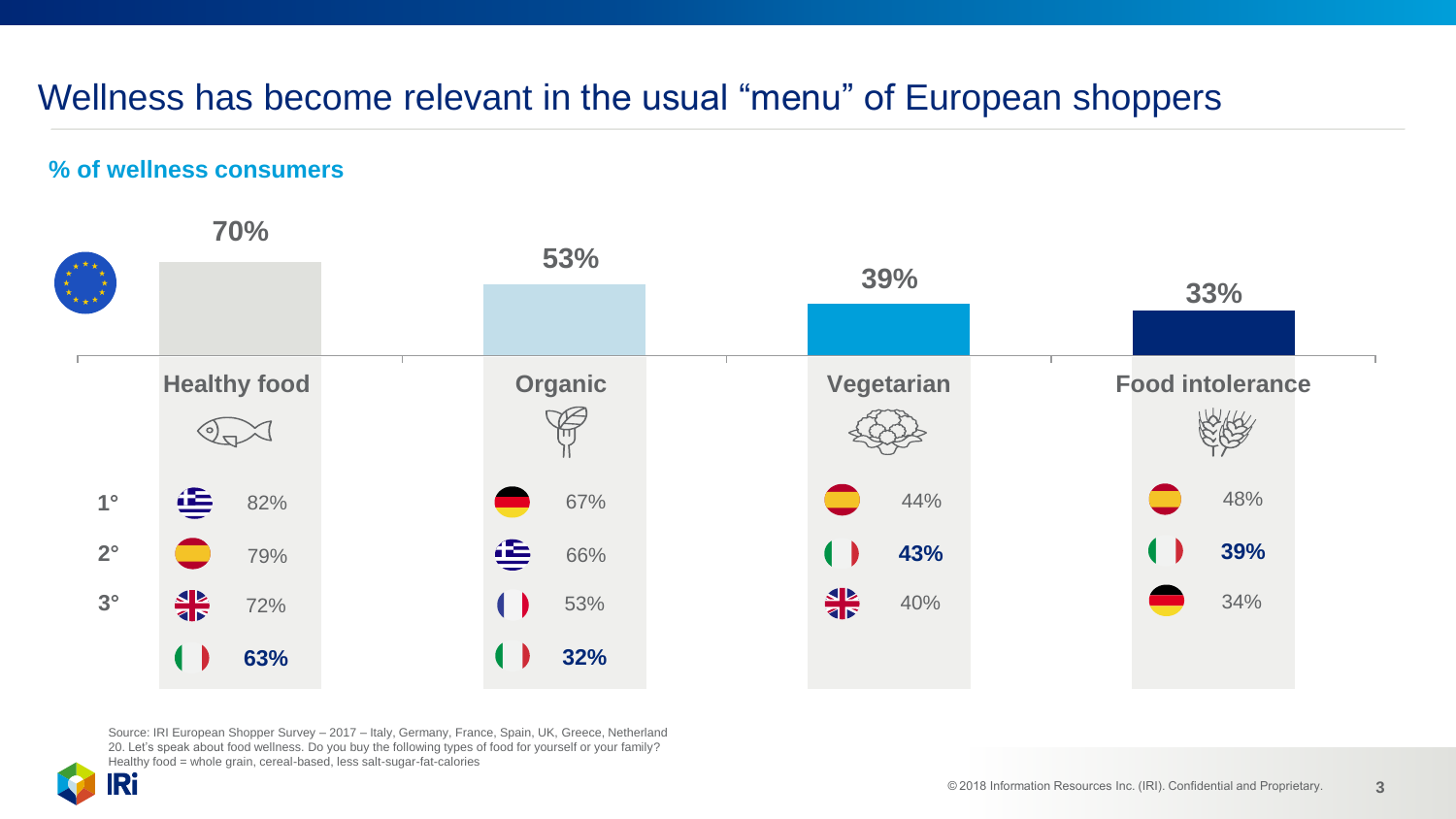# Wellness has become relevant in the usual "menu" of European shoppers

**% of wellness consumers**

| | Healthy food | Organic | Vegetarian | Food intolerance |
|---|---|---|---|---|
| EU | 70% | 53% | 39% | 33% |
| 1° | Greece 82% | Germany 67% | Spain 44% | Spain 48% |
| 2° | Spain 79% | Greece 66% | Italy **43%** | Italy **39%** |
| 3° | UK 72% | France 53% | UK 40% | Germany 34% |
| | Italy **63%** | Italy **32%** | | |

Source: IRI European Shopper Survey – 2017 – Italy, Germany, France, Spain, UK, Greece, Netherland
20. Let's speak about food wellness. Do you buy the following types of food for yourself or your family?
Healthy food = whole grain, cereal-based, less salt-sugar-fat-calories

©2018 Information Resources Inc. (IRI). Confidential and Proprietary.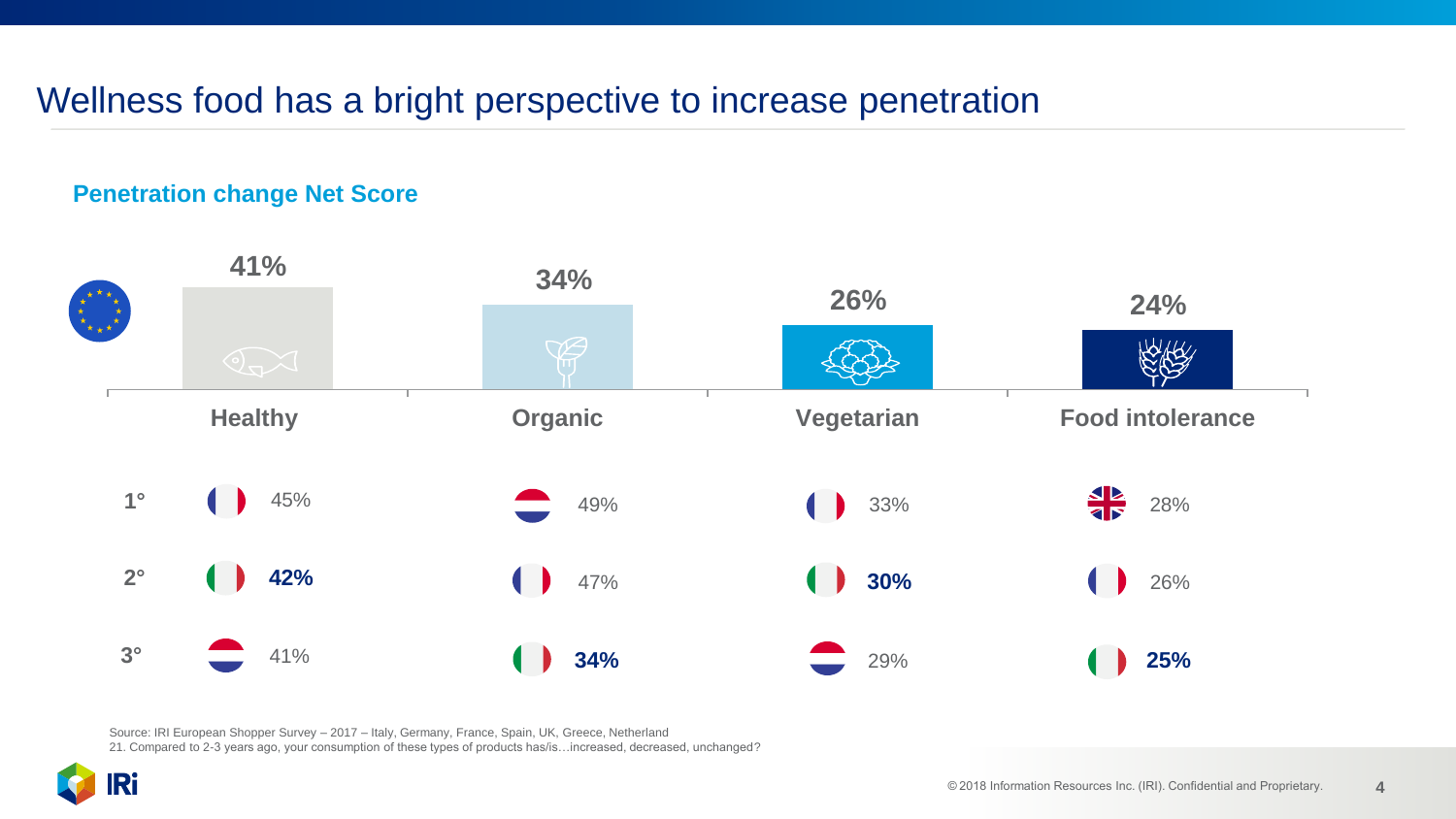# Wellness food has a bright perspective to increase penetration

## Penetration change Net Score

| | Healthy | Organic | Vegetarian | Food intolerance |
|---|---|---|---|---|
| EU | 41% | 34% | 26% | 24% |
| 1° | France 45% | Netherlands 49% | France 33% | UK 28% |
| 2° | Italy **42%** | France 47% | Italy **30%** | France 26% |
| 3° | Netherlands 41% | Italy **34%** | Netherlands 29% | Italy **25%** |

Source: IRI European Shopper Survey – 2017 – Italy, Germany, France, Spain, UK, Greece, Netherland
21. Compared to 2-3 years ago, your consumption of these types of products has/is…increased, decreased, unchanged?

© 2018 Information Resources Inc. (IRI). Confidential and Proprietary.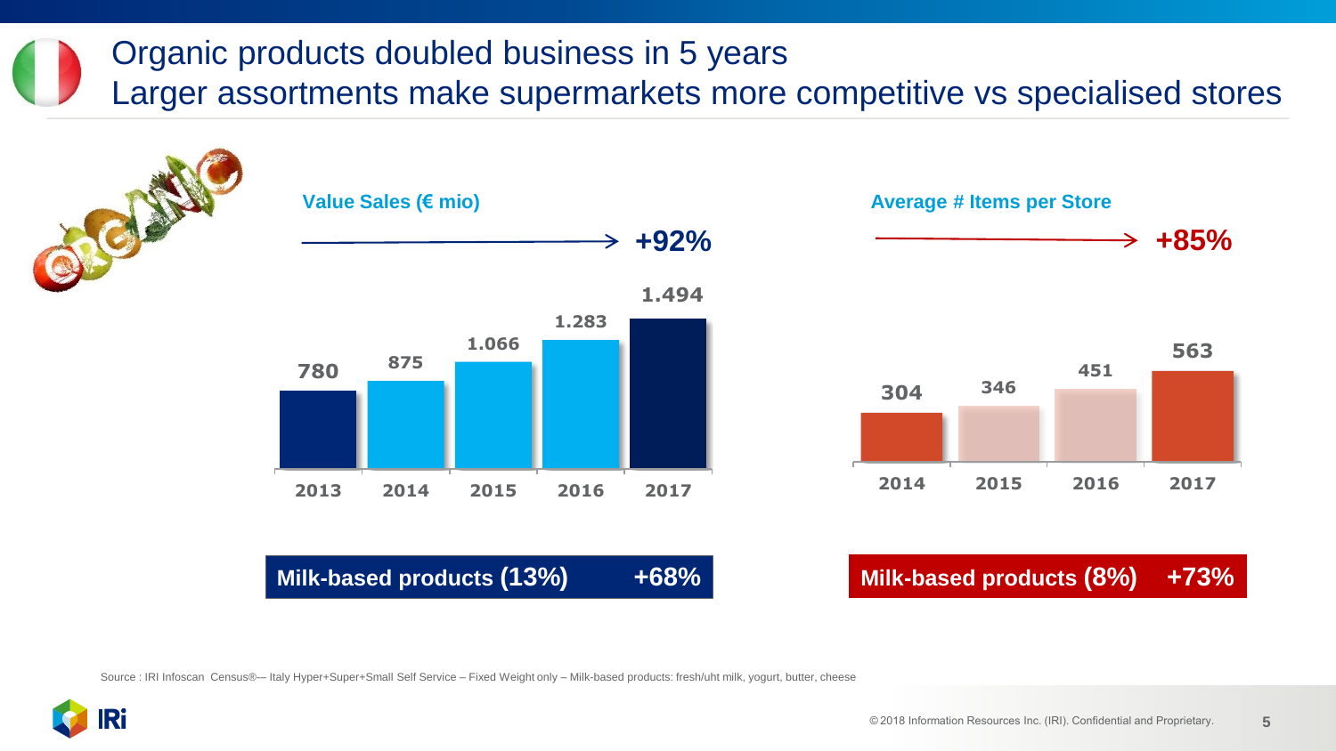# Organic products doubled business in 5 years
## Larger assortments make supermarkets more competitive vs specialised stores

**Value Sales (€ mio)** → **+92%**

| 2013 | 2014 | 2015 | 2016 | 2017 |
|---|---|---|---|---|
| 780 | 875 | 1.066 | 1.283 | 1.494 |

**Milk-based products (13%) +68%**

**Average # Items per Store** → **+85%**

| 2014 | 2015 | 2016 | 2017 |
|---|---|---|---|
| 304 | 346 | 451 | 563 |

**Milk-based products (8%) +73%**

Source : IRI Infoscan Census®— Italy Hyper+Super+Small Self Service – Fixed Weight only – Milk-based products: fresh/uht milk, yogurt, butter, cheese

© 2018 Information Resources Inc. (IRI). Confidential and Proprietary.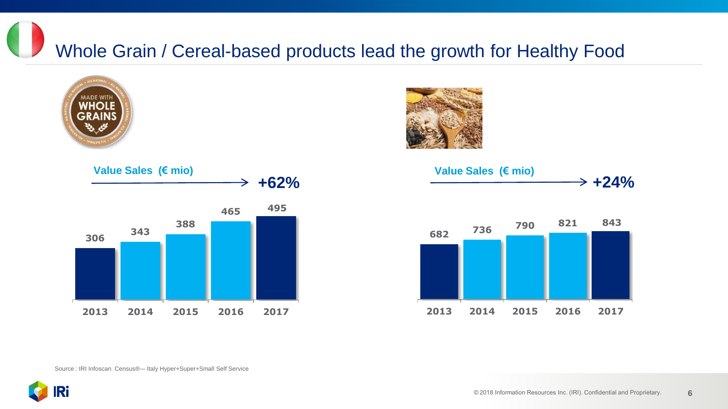# Whole Grain / Cereal-based products lead the growth for Healthy Food

**Value Sales (€ mio)** → **+62%**

| 2013 | 2014 | 2015 | 2016 | 2017 |
|---|---|---|---|---|
| 306 | 343 | 388 | 465 | 495 |

**Value Sales (€ mio)** → **+24%**

| 2013 | 2014 | 2015 | 2016 | 2017 |
|---|---|---|---|---|
| 682 | 736 | 790 | 821 | 843 |

Source : IRI Infoscan Census®— Italy Hyper+Super+Small Self Service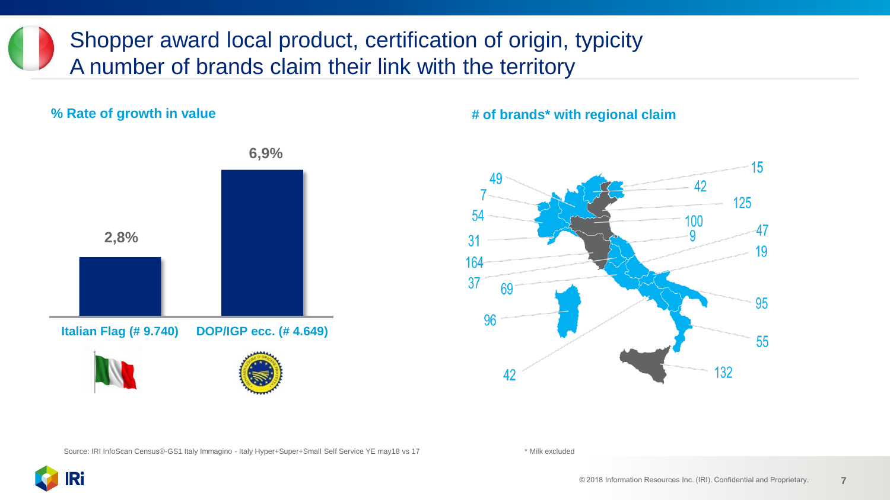# Shopper award local product, certification of origin, typicity
# A number of brands claim their link with the territory

**% Rate of growth in value**

| | Italian Flag (# 9.740) | DOP/IGP ecc. (# 4.649) |
|---|---|---|
| % Rate of growth in value | 2,8% | 6,9% |

**# of brands* with regional claim**

49, 7, 54, 31, 164, 37, 69, 96, 42, 15, 42, 125, 100, 9, 47, 19, 95, 55, 132

Source: IRI InfoScan Census®-GS1 Italy Immagino - Italy Hyper+Super+Small Self Service YE may18 vs 17

* Milk excluded

©2018 Information Resources Inc. (IRI). Confidential and Proprietary.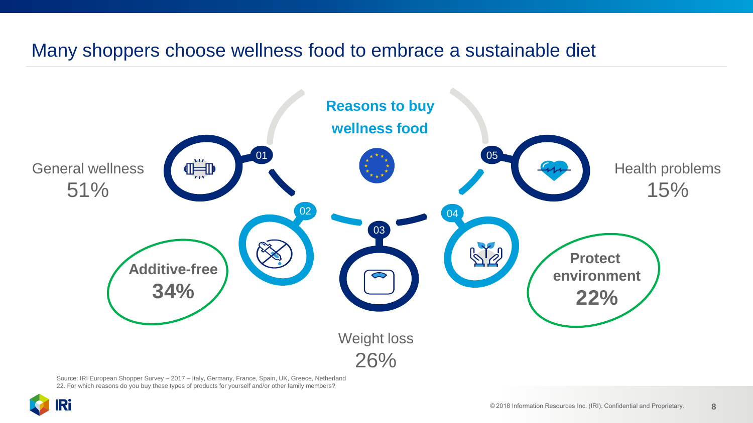# Many shoppers choose wellness food to embrace a sustainable diet

**Reasons to buy wellness food**

01 General wellness 51%

02 **Additive-free 34%**

03 Weight loss 26%

04 **Protect environment 22%**

05 Health problems 15%

Source: IRI European Shopper Survey – 2017 – Italy, Germany, France, Spain, UK, Greece, Netherland
22. For which reasons do you buy these types of products for yourself and/or other family members?

© 2018 Information Resources Inc. (IRI). Confidential and Proprietary.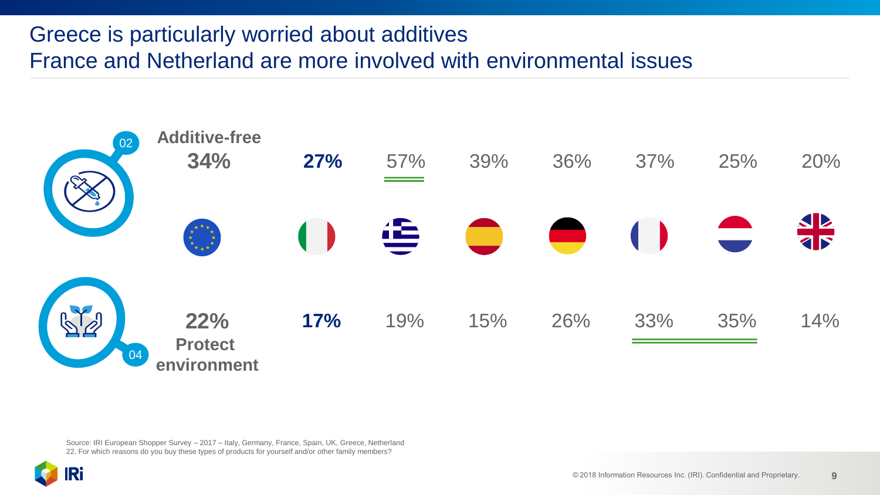# Greece is particularly worried about additives
# France and Netherland are more involved with environmental issues

| | EU | Italy | Greece | Spain | Germany | France | Netherland | UK |
|---|---|---|---|---|---|---|---|---|
| 02 Additive-free | **34%** | **27%** | 57% | 39% | 36% | 37% | 25% | 20% |
| 04 Protect environment | **22%** | **17%** | 19% | 15% | 26% | 33% | 35% | 14% |

Source: IRI European Shopper Survey – 2017 – Italy, Germany, France, Spain, UK, Greece, Netherland
22. For which reasons do you buy these types of products for yourself and/or other family members?

© 2018 Information Resources Inc. (IRI). Confidential and Proprietary.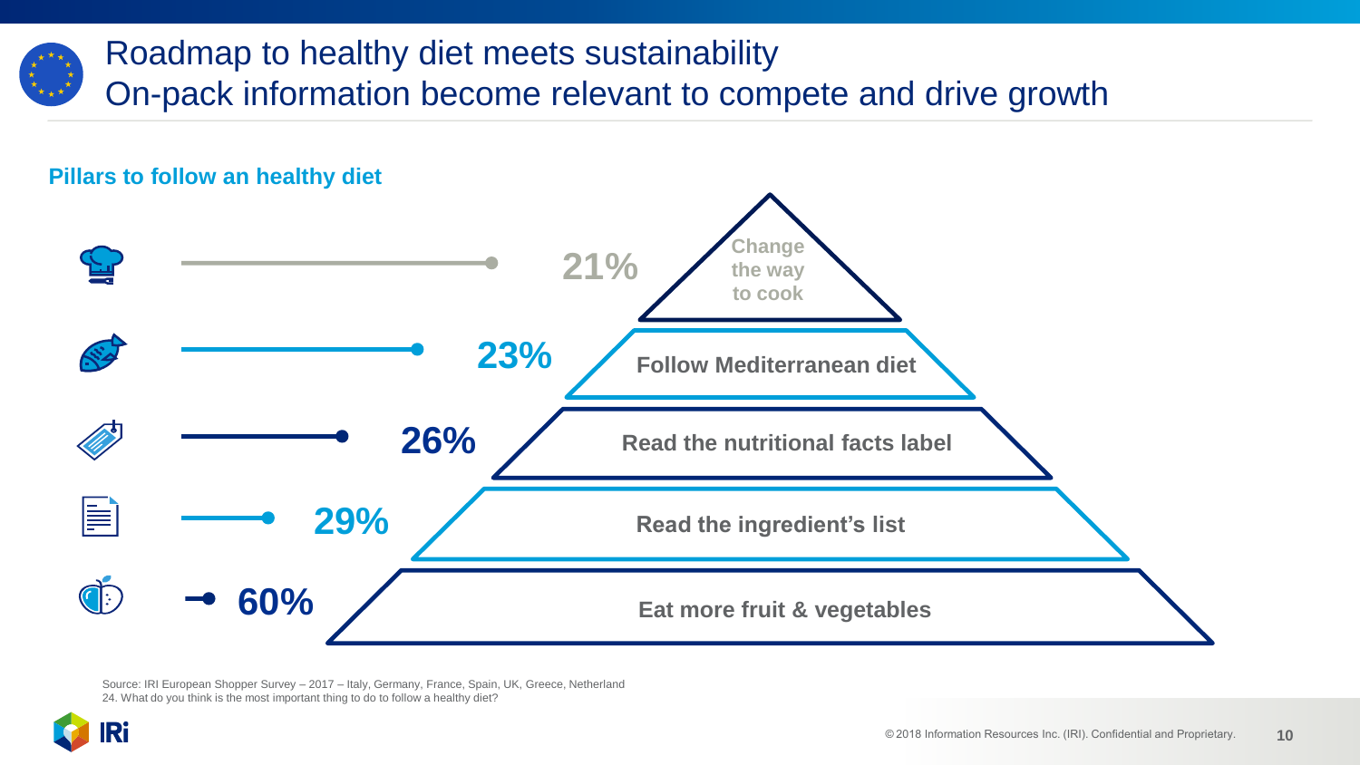# Roadmap to healthy diet meets sustainability
## On-pack information become relevant to compete and drive growth

**Pillars to follow an healthy diet**

| Pillar | % |
|---|---|
| Change the way to cook | 21% |
| Follow Mediterranean diet | 23% |
| Read the nutritional facts label | 26% |
| Read the ingredient's list | 29% |
| Eat more fruit & vegetables | 60% |

Source: IRI European Shopper Survey – 2017 – Italy, Germany, France, Spain, UK, Greece, Netherland
24. What do you think is the most important thing to do to follow a healthy diet?

©2018 Information Resources Inc. (IRI). Confidential and Proprietary.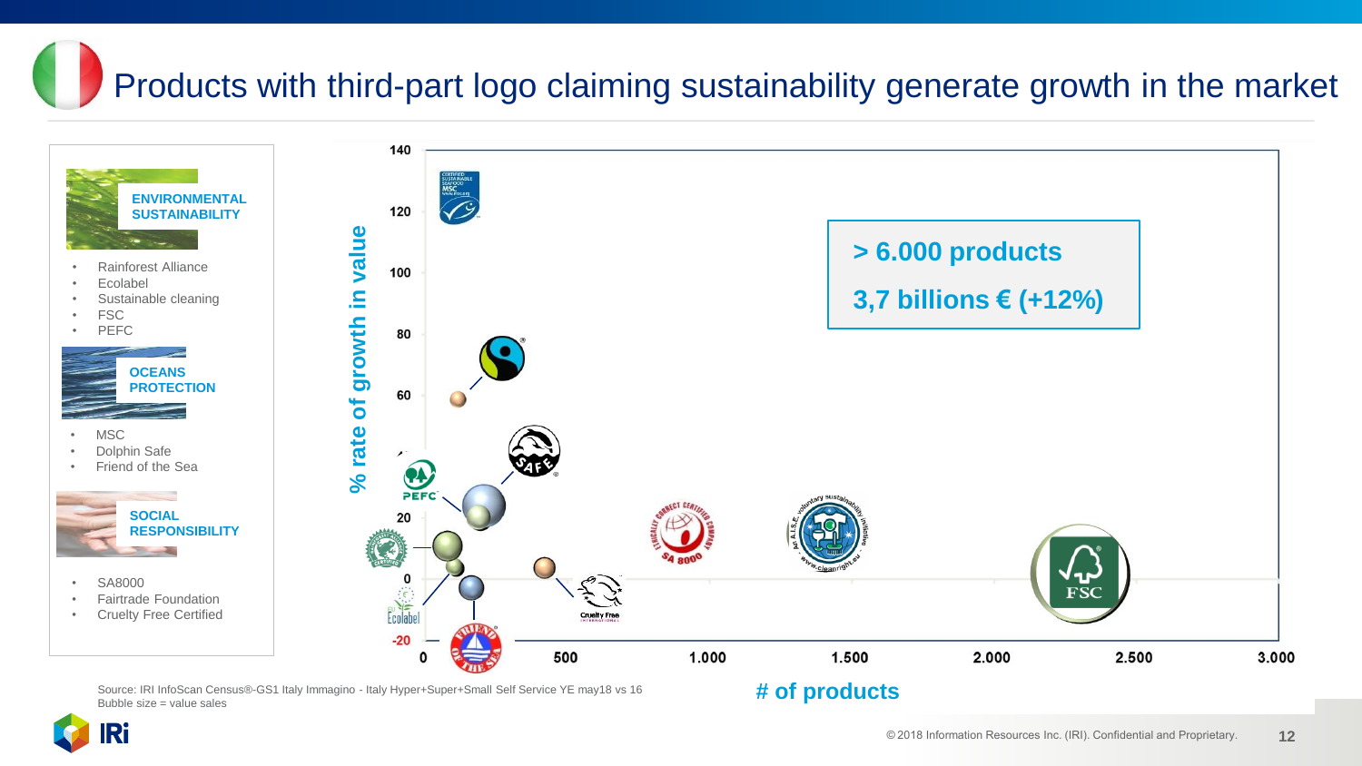# Products with third-part logo claiming sustainability generate growth in the market

**ENVIRONMENTAL SUSTAINABILITY**

- Rainforest Alliance
- Ecolabel
- Sustainable cleaning
- FSC
- PEFC

**OCEANS PROTECTION**

- MSC
- Dolphin Safe
- Friend of the Sea

**SOCIAL RESPONSIBILITY**

- SA8000
- Fairtrade Foundation
- Cruelty Free Certified

% rate of growth in value

\# of products

**> 6.000 products**

**3,7 billions € (+12%)**

Source: IRI InfoScan Census®-GS1 Italy Immagino - Italy Hyper+Super+Small Self Service YE may18 vs 16
Bubble size = value sales

© 2018 Information Resources Inc. (IRI). Confidential and Proprietary.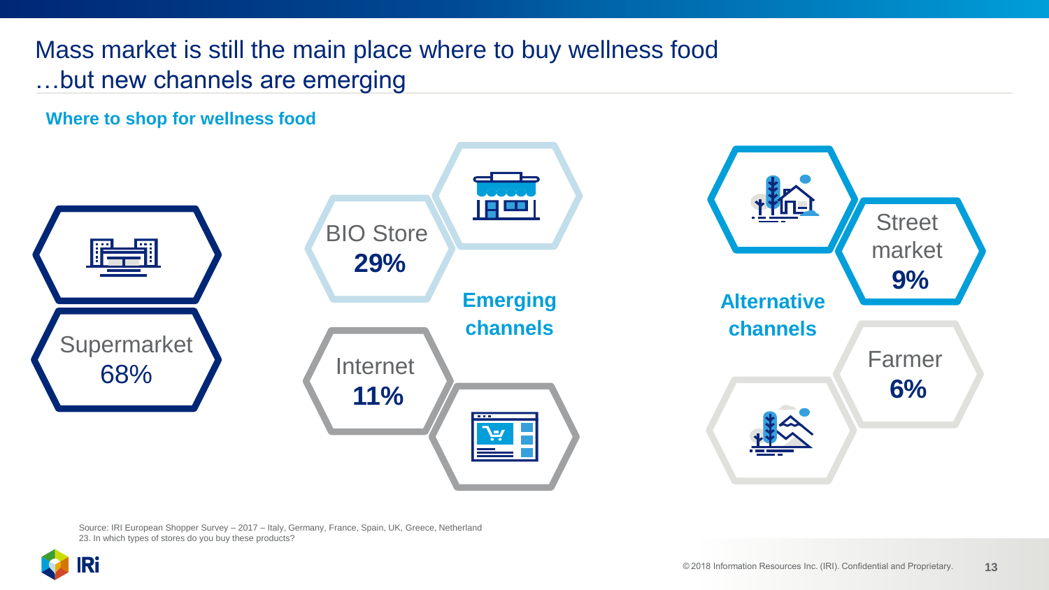# Mass market is still the main place where to buy wellness food …but new channels are emerging

## Where to shop for wellness food

Supermarket 68%

**Emerging channels**

BIO Store **29%**

Internet **11%**

**Alternative channels**

Street market **9%**

Farmer **6%**

Source: IRI European Shopper Survey – 2017 – Italy, Germany, France, Spain, UK, Greece, Netherland
23. In which types of stores do you buy these products?

© 2018 Information Resources Inc. (IRI). Confidential and Proprietary.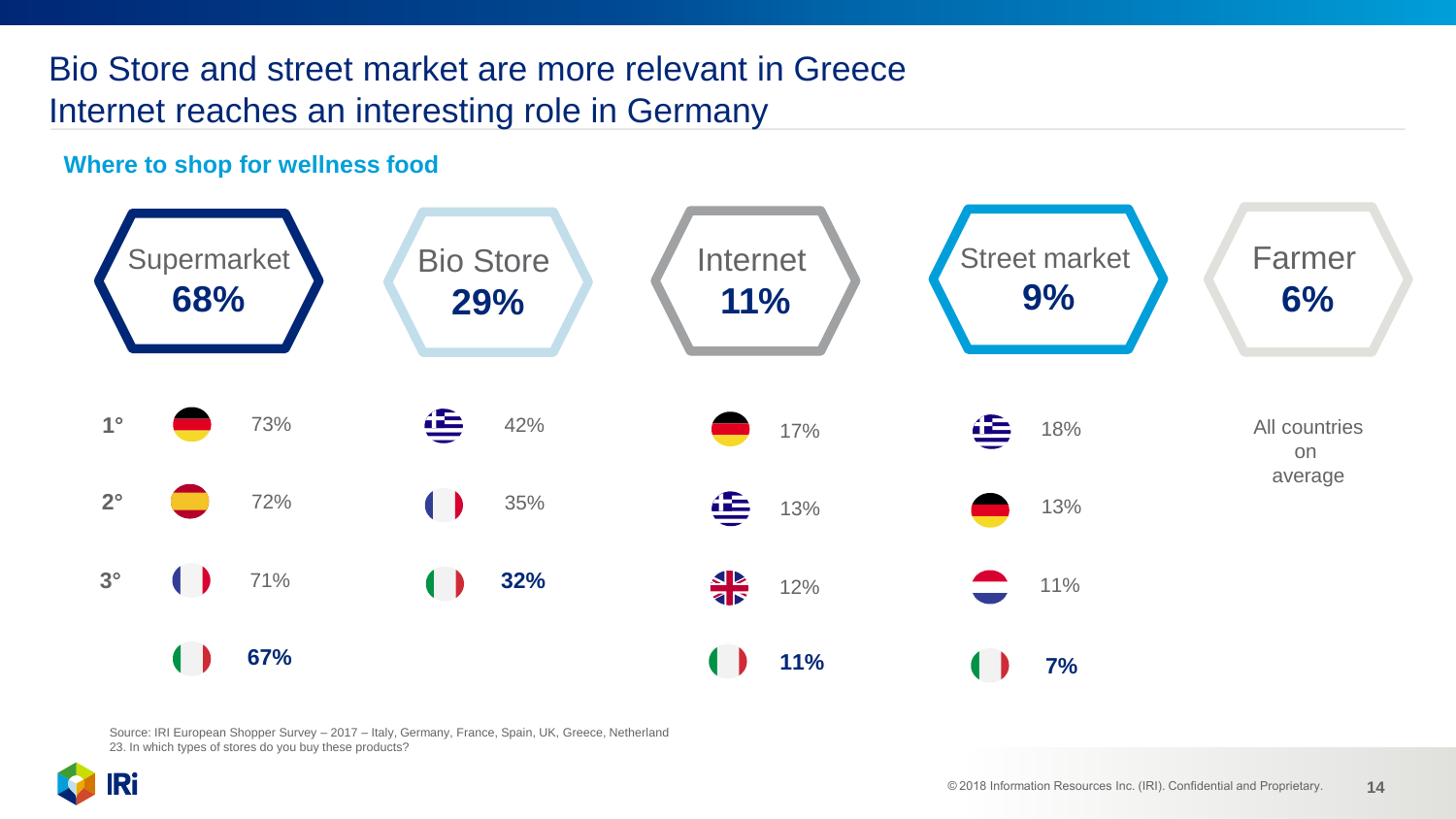# Bio Store and street market are more relevant in Greece
# Internet reaches an interesting role in Germany

## Where to shop for wellness food

| | Supermarket 68% | | Bio Store 29% | | Internet 11% | | Street market 9% | | Farmer 6% |
|---|---|---|---|---|---|---|---|---|---|
| 1° | Germany | 73% | Greece | 42% | Germany | 17% | Greece | 18% | All countries on average |
| 2° | Spain | 72% | France | 35% | Greece | 13% | Germany | 13% | |
| 3° | France | 71% | Italy | **32%** | UK | 12% | Netherland | 11% | |
| | Italy | **67%** | | | Italy | **11%** | Italy | **7%** | |

Source: IRI European Shopper Survey – 2017 – Italy, Germany, France, Spain, UK, Greece, Netherland
23. In which types of stores do you buy these products?

©2018 Information Resources Inc. (IRI). Confidential and Proprietary.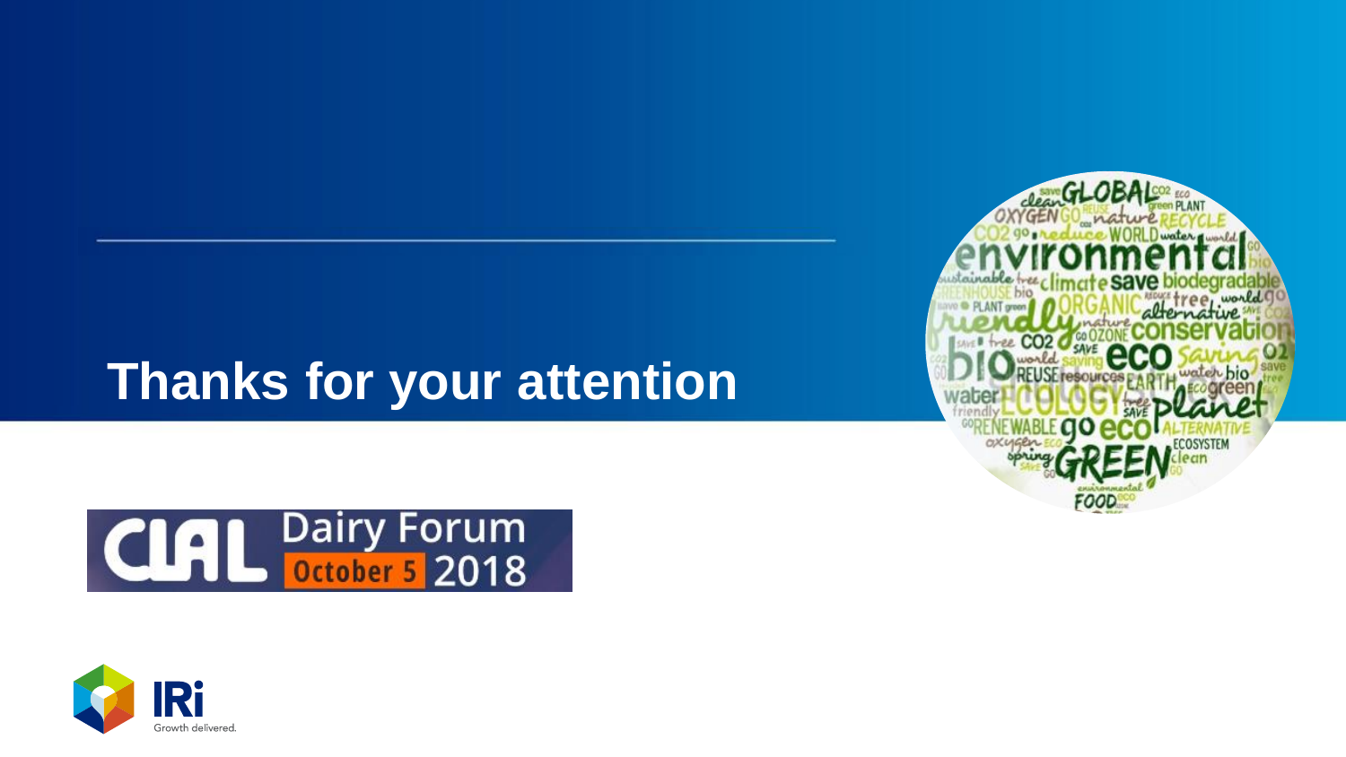# Thanks for your attention

CIAL Dairy Forum October 5 2018

IRi
Growth delivered.